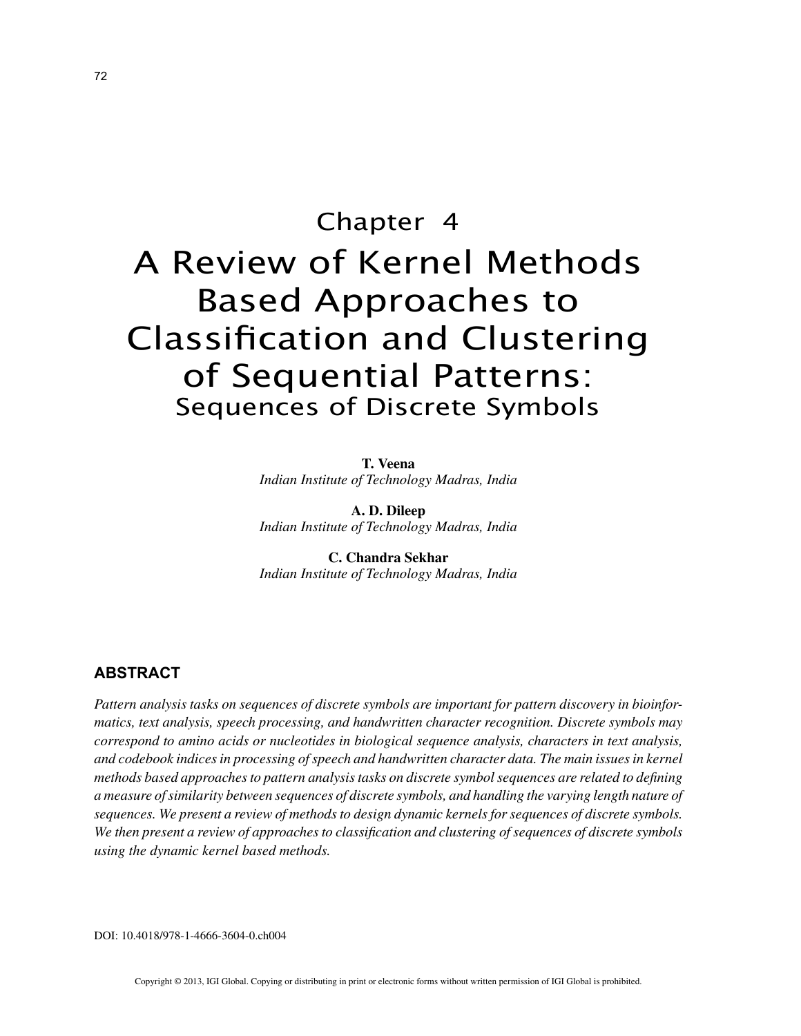# Chapter 4
# A Review of Kernel Methods Based Approaches to Classification and Clustering of Sequential Patterns:
## Sequences of Discrete Symbols

**T. Veena**
*Indian Institute of Technology Madras, India*

**A. D. Dileep**
*Indian Institute of Technology Madras, India*

**C. Chandra Sekhar**
*Indian Institute of Technology Madras, India*

## ABSTRACT

*Pattern analysis tasks on sequences of discrete symbols are important for pattern discovery in bioinformatics, text analysis, speech processing, and handwritten character recognition. Discrete symbols may correspond to amino acids or nucleotides in biological sequence analysis, characters in text analysis, and codebook indices in processing of speech and handwritten character data. The main issues in kernel methods based approaches to pattern analysis tasks on discrete symbol sequences are related to defining a measure of similarity between sequences of discrete symbols, and handling the varying length nature of sequences. We present a review of methods to design dynamic kernels for sequences of discrete symbols. We then present a review of approaches to classification and clustering of sequences of discrete symbols using the dynamic kernel based methods.*

DOI: 10.4018/978-1-4666-3604-0.ch004

Copyright © 2013, IGI Global. Copying or distributing in print or electronic forms without written permission of IGI Global is prohibited.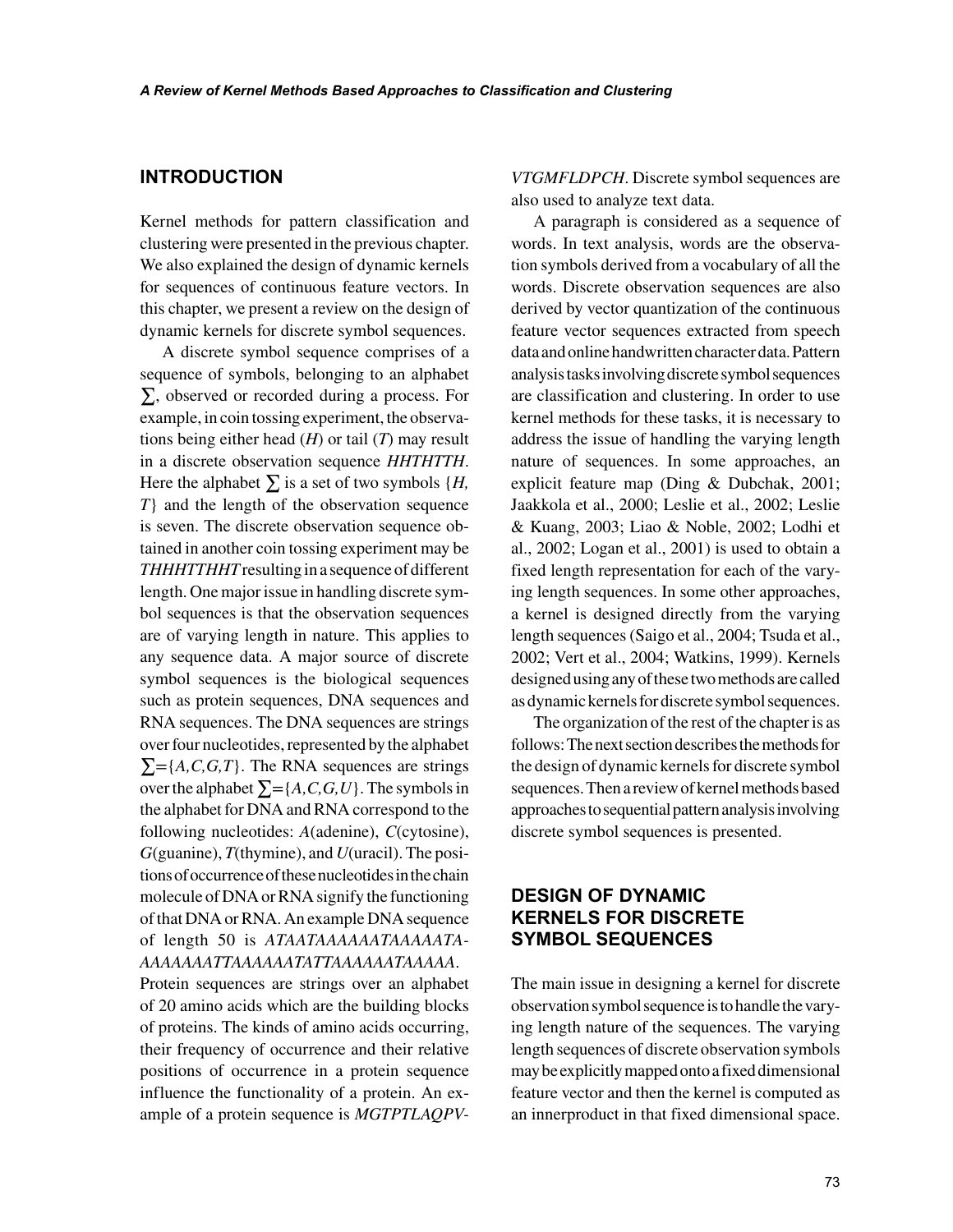## INTRODUCTION

Kernel methods for pattern classification and clustering were presented in the previous chapter. We also explained the design of dynamic kernels for sequences of continuous feature vectors. In this chapter, we present a review on the design of dynamic kernels for discrete symbol sequences.

A discrete symbol sequence comprises of a sequence of symbols, belonging to an alphabet $\sum$, observed or recorded during a process. For example, in coin tossing experiment, the observations being either head (*H*) or tail (*T*) may result in a discrete observation sequence *HHTHTTH*. Here the alphabet $\sum$ is a set of two symbols $\{H, T\}$ and the length of the observation sequence is seven. The discrete observation sequence obtained in another coin tossing experiment may be *THHHTTHHT* resulting in a sequence of different length. One major issue in handling discrete symbol sequences is that the observation sequences are of varying length in nature. This applies to any sequence data. A major source of discrete symbol sequences is the biological sequences such as protein sequences, DNA sequences and RNA sequences. The DNA sequences are strings over four nucleotides, represented by the alphabet $\sum=\{A,C,G,T\}$. The RNA sequences are strings over the alphabet $\sum=\{A,C,G,U\}$. The symbols in the alphabet for DNA and RNA correspond to the following nucleotides: *A*(adenine), *C*(cytosine), *G*(guanine), *T*(thymine), and *U*(uracil). The positions of occurrence of these nucleotides in the chain molecule of DNA or RNA signify the functioning of that DNA or RNA. An example DNA sequence of length 50 is *ATAATAAAAAATAAAAATAAAAAAATTAAAAAATATTAAAAAATAAAAA*. Protein sequences are strings over an alphabet of 20 amino acids which are the building blocks of proteins. The kinds of amino acids occurring, their frequency of occurrence and their relative positions of occurrence in a protein sequence influence the functionality of a protein. An example of a protein sequence is *MGTPTLAQPVVTGMFLDPCH*. Discrete symbol sequences are also used to analyze text data.

A paragraph is considered as a sequence of words. In text analysis, words are the observation symbols derived from a vocabulary of all the words. Discrete observation sequences are also derived by vector quantization of the continuous feature vector sequences extracted from speech data and online handwritten character data. Pattern analysis tasks involving discrete symbol sequences are classification and clustering. In order to use kernel methods for these tasks, it is necessary to address the issue of handling the varying length nature of sequences. In some approaches, an explicit feature map (Ding & Dubchak, 2001; Jaakkola et al., 2000; Leslie et al., 2002; Leslie & Kuang, 2003; Liao & Noble, 2002; Lodhi et al., 2002; Logan et al., 2001) is used to obtain a fixed length representation for each of the varying length sequences. In some other approaches, a kernel is designed directly from the varying length sequences (Saigo et al., 2004; Tsuda et al., 2002; Vert et al., 2004; Watkins, 1999). Kernels designed using any of these two methods are called as dynamic kernels for discrete symbol sequences.

The organization of the rest of the chapter is as follows: The next section describes the methods for the design of dynamic kernels for discrete symbol sequences. Then a review of kernel methods based approaches to sequential pattern analysis involving discrete symbol sequences is presented.

## DESIGN OF DYNAMIC KERNELS FOR DISCRETE SYMBOL SEQUENCES

The main issue in designing a kernel for discrete observation symbol sequence is to handle the varying length nature of the sequences. The varying length sequences of discrete observation symbols may be explicitly mapped onto a fixed dimensional feature vector and then the kernel is computed as an innerproduct in that fixed dimensional space.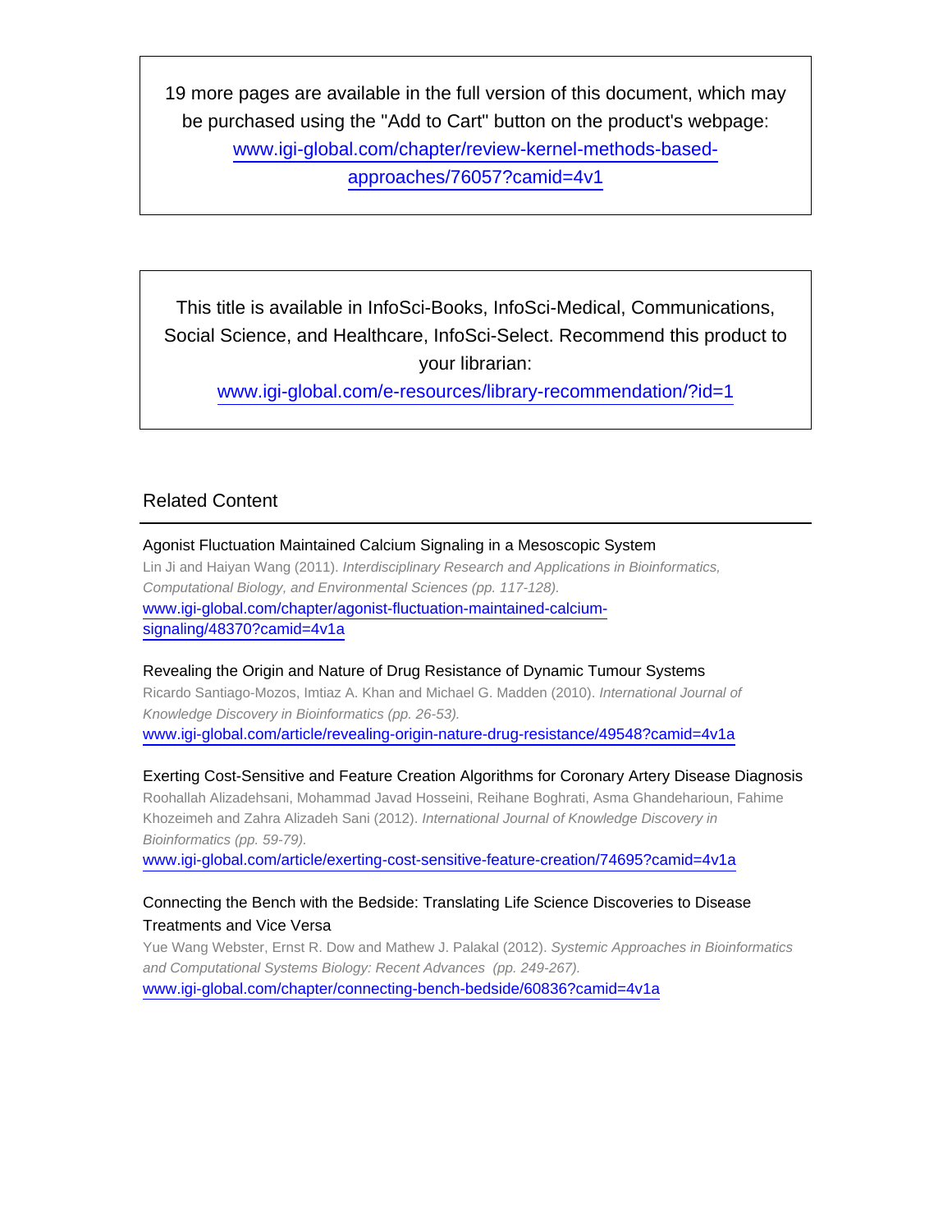19 more pages are available in the full version of this document, which may be purchased using the "Add to Cart" button on the product's webpage:
[www.igi-global.com/chapter/review-kernel-methods-based-approaches/76057?camid=4v1](www.igi-global.com/chapter/review-kernel-methods-based-approaches/76057?camid=4v1)

This title is available in InfoSci-Books, InfoSci-Medical, Communications, Social Science, and Healthcare, InfoSci-Select. Recommend this product to your librarian:
[www.igi-global.com/e-resources/library-recommendation/?id=1](www.igi-global.com/e-resources/library-recommendation/?id=1)

## Related Content

Agonist Fluctuation Maintained Calcium Signaling in a Mesoscopic System
Lin Ji and Haiyan Wang (2011). *Interdisciplinary Research and Applications in Bioinformatics, Computational Biology, and Environmental Sciences (pp. 117-128).*
[www.igi-global.com/chapter/agonist-fluctuation-maintained-calcium-signaling/48370?camid=4v1a](www.igi-global.com/chapter/agonist-fluctuation-maintained-calcium-signaling/48370?camid=4v1a)

Revealing the Origin and Nature of Drug Resistance of Dynamic Tumour Systems
Ricardo Santiago-Mozos, Imtiaz A. Khan and Michael G. Madden (2010). *International Journal of Knowledge Discovery in Bioinformatics (pp. 26-53).*
[www.igi-global.com/article/revealing-origin-nature-drug-resistance/49548?camid=4v1a](www.igi-global.com/article/revealing-origin-nature-drug-resistance/49548?camid=4v1a)

Exerting Cost-Sensitive and Feature Creation Algorithms for Coronary Artery Disease Diagnosis
Roohallah Alizadehsani, Mohammad Javad Hosseini, Reihane Boghrati, Asma Ghandeharioun, Fahime Khozeimeh and Zahra Alizadeh Sani (2012). *International Journal of Knowledge Discovery in Bioinformatics (pp. 59-79).*
[www.igi-global.com/article/exerting-cost-sensitive-feature-creation/74695?camid=4v1a](www.igi-global.com/article/exerting-cost-sensitive-feature-creation/74695?camid=4v1a)

Connecting the Bench with the Bedside: Translating Life Science Discoveries to Disease Treatments and Vice Versa
Yue Wang Webster, Ernst R. Dow and Mathew J. Palakal (2012). *Systemic Approaches in Bioinformatics and Computational Systems Biology: Recent Advances (pp. 249-267).*
[www.igi-global.com/chapter/connecting-bench-bedside/60836?camid=4v1a](www.igi-global.com/chapter/connecting-bench-bedside/60836?camid=4v1a)